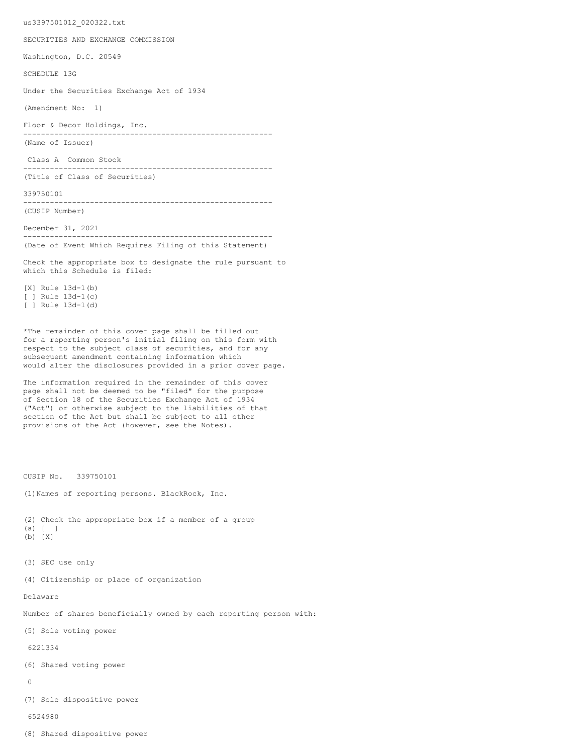us3397501012_020322.txt

SECURITIES AND EXCHANGE COMMISSION

Washington, D.C. 20549

SCHEDULE 13G

Under the Securities Exchange Act of 1934

(Amendment No: 1)

Floor & Decor Holdings, Inc.

---

(Name of Issuer)

Class A Common Stock

---

(Title of Class of Securities)

339750101

---

(CUSIP Number)

December 31, 2021

---

(Date of Event Which Requires Filing of this Statement)

Check the appropriate box to designate the rule pursuant to which this Schedule is filed:

[X] Rule 13d-1(b)
[ ] Rule 13d-1(c)
[ ] Rule 13d-1(d)

*The remainder of this cover page shall be filled out for a reporting person's initial filing on this form with respect to the subject class of securities, and for any subsequent amendment containing information which would alter the disclosures provided in a prior cover page.

The information required in the remainder of this cover page shall not be deemed to be "filed" for the purpose of Section 18 of the Securities Exchange Act of 1934 ("Act") or otherwise subject to the liabilities of that section of the Act but shall be subject to all other provisions of the Act (however, see the Notes).

CUSIP No. 339750101

(1)Names of reporting persons. BlackRock, Inc.

(2) Check the appropriate box if a member of a group
(a) [ ]
(b) [X]

(3) SEC use only

(4) Citizenship or place of organization

Delaware

Number of shares beneficially owned by each reporting person with:

(5) Sole voting power

6221334

(6) Shared voting power

0

(7) Sole dispositive power

6524980

(8) Shared dispositive power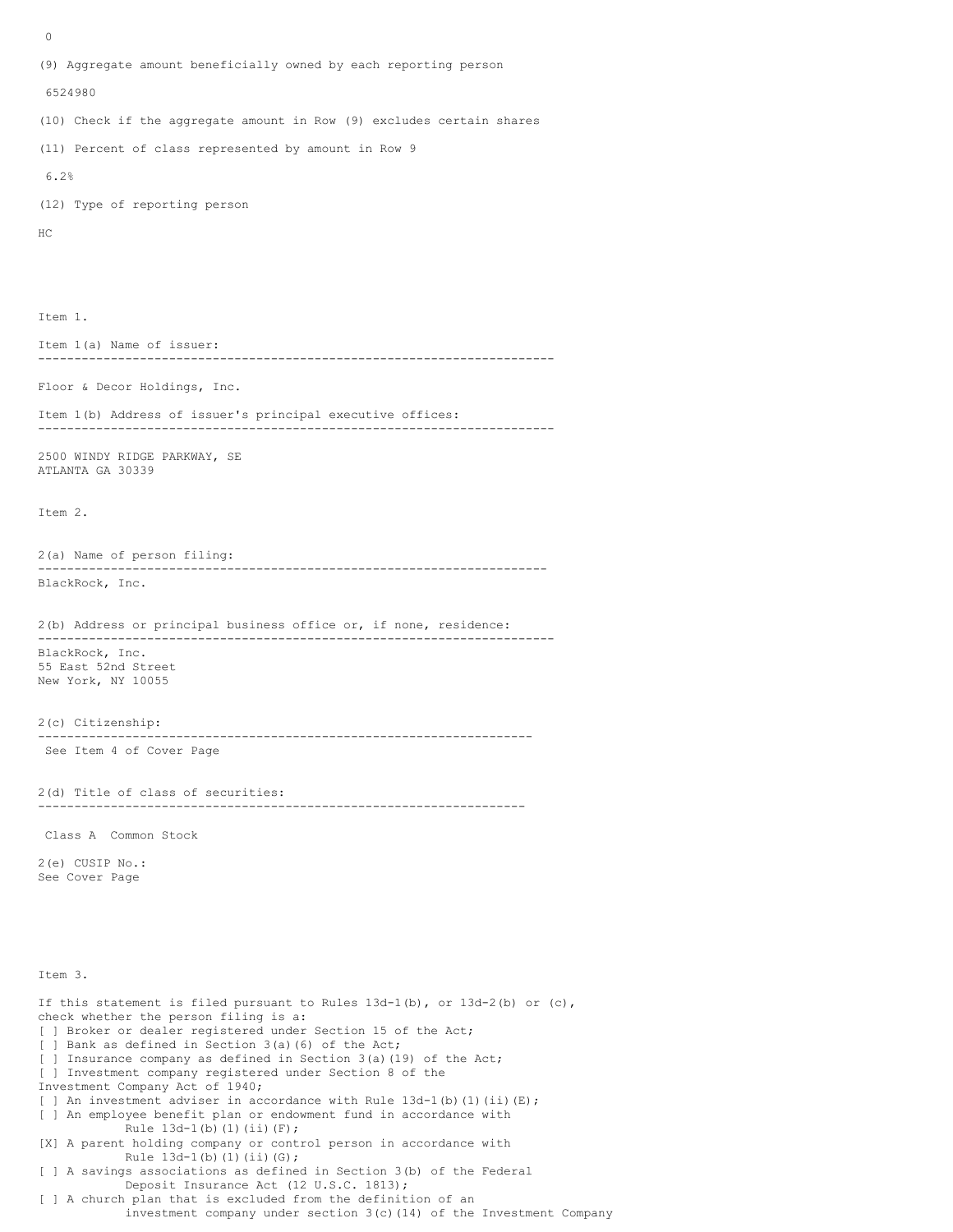0

(9) Aggregate amount beneficially owned by each reporting person

6524980

(10) Check if the aggregate amount in Row (9) excludes certain shares

(11) Percent of class represented by amount in Row 9

6.2%

(12) Type of reporting person

HC

Item 1.

Item 1(a) Name of issuer:

---

Floor & Decor Holdings, Inc.

Item 1(b) Address of issuer's principal executive offices:

---

2500 WINDY RIDGE PARKWAY, SE
ATLANTA GA 30339

Item 2.

2(a) Name of person filing:

---

BlackRock, Inc.

2(b) Address or principal business office or, if none, residence:

---

BlackRock, Inc.
55 East 52nd Street
New York, NY 10055

2(c) Citizenship:

---

See Item 4 of Cover Page

2(d) Title of class of securities:

---

Class A Common Stock

2(e) CUSIP No.:
See Cover Page

Item 3.

If this statement is filed pursuant to Rules 13d-1(b), or 13d-2(b) or (c), check whether the person filing is a:

[ ] Broker or dealer registered under Section 15 of the Act;
[ ] Bank as defined in Section 3(a)(6) of the Act;
[ ] Insurance company as defined in Section 3(a)(19) of the Act;
[ ] Investment company registered under Section 8 of the Investment Company Act of 1940;
[ ] An investment adviser in accordance with Rule 13d-1(b)(1)(ii)(E);
[ ] An employee benefit plan or endowment fund in accordance with Rule 13d-1(b)(1)(ii)(F);
[X] A parent holding company or control person in accordance with Rule 13d-1(b)(1)(ii)(G);
[ ] A savings associations as defined in Section 3(b) of the Federal Deposit Insurance Act (12 U.S.C. 1813);
[ ] A church plan that is excluded from the definition of an investment company under section 3(c)(14) of the Investment Company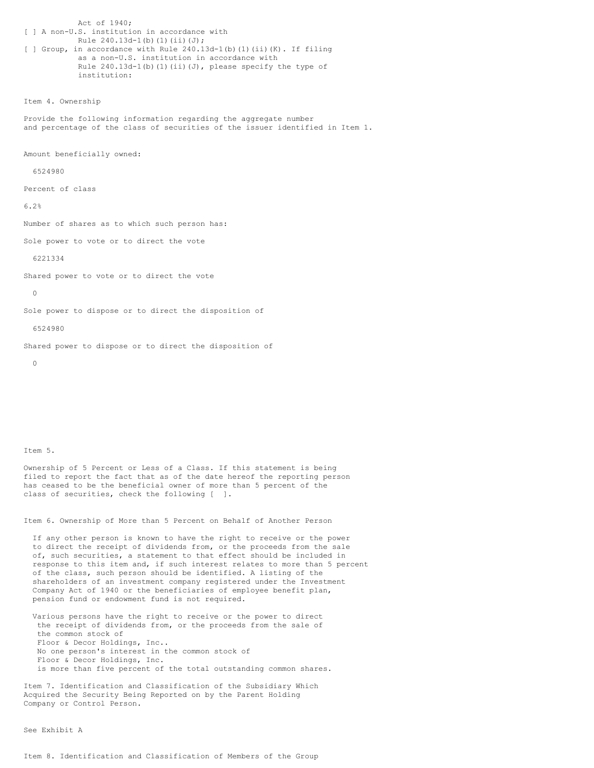Act of 1940;

[ ] A non-U.S. institution in accordance with Rule 240.13d-1(b)(1)(ii)(J);

[ ] Group, in accordance with Rule 240.13d-1(b)(1)(ii)(K). If filing as a non-U.S. institution in accordance with Rule 240.13d-1(b)(1)(ii)(J), please specify the type of institution:

## Item 4. Ownership

Provide the following information regarding the aggregate number and percentage of the class of securities of the issuer identified in Item 1.

Amount beneficially owned:

6524980

Percent of class

6.2%

Number of shares as to which such person has:

Sole power to vote or to direct the vote

6221334

Shared power to vote or to direct the vote

0

Sole power to dispose or to direct the disposition of

6524980

Shared power to dispose or to direct the disposition of

0

## Item 5.

Ownership of 5 Percent or Less of a Class. If this statement is being filed to report the fact that as of the date hereof the reporting person has ceased to be the beneficial owner of more than 5 percent of the class of securities, check the following [ ].

## Item 6. Ownership of More than 5 Percent on Behalf of Another Person

If any other person is known to have the right to receive or the power to direct the receipt of dividends from, or the proceeds from the sale of, such securities, a statement to that effect should be included in response to this item and, if such interest relates to more than 5 percent of the class, such person should be identified. A listing of the shareholders of an investment company registered under the Investment Company Act of 1940 or the beneficiaries of employee benefit plan, pension fund or endowment fund is not required.

Various persons have the right to receive or the power to direct the receipt of dividends from, or the proceeds from the sale of the common stock of Floor & Decor Holdings, Inc.. No one person's interest in the common stock of Floor & Decor Holdings, Inc. is more than five percent of the total outstanding common shares.

## Item 7. Identification and Classification of the Subsidiary Which Acquired the Security Being Reported on by the Parent Holding Company or Control Person.

See Exhibit A

## Item 8. Identification and Classification of Members of the Group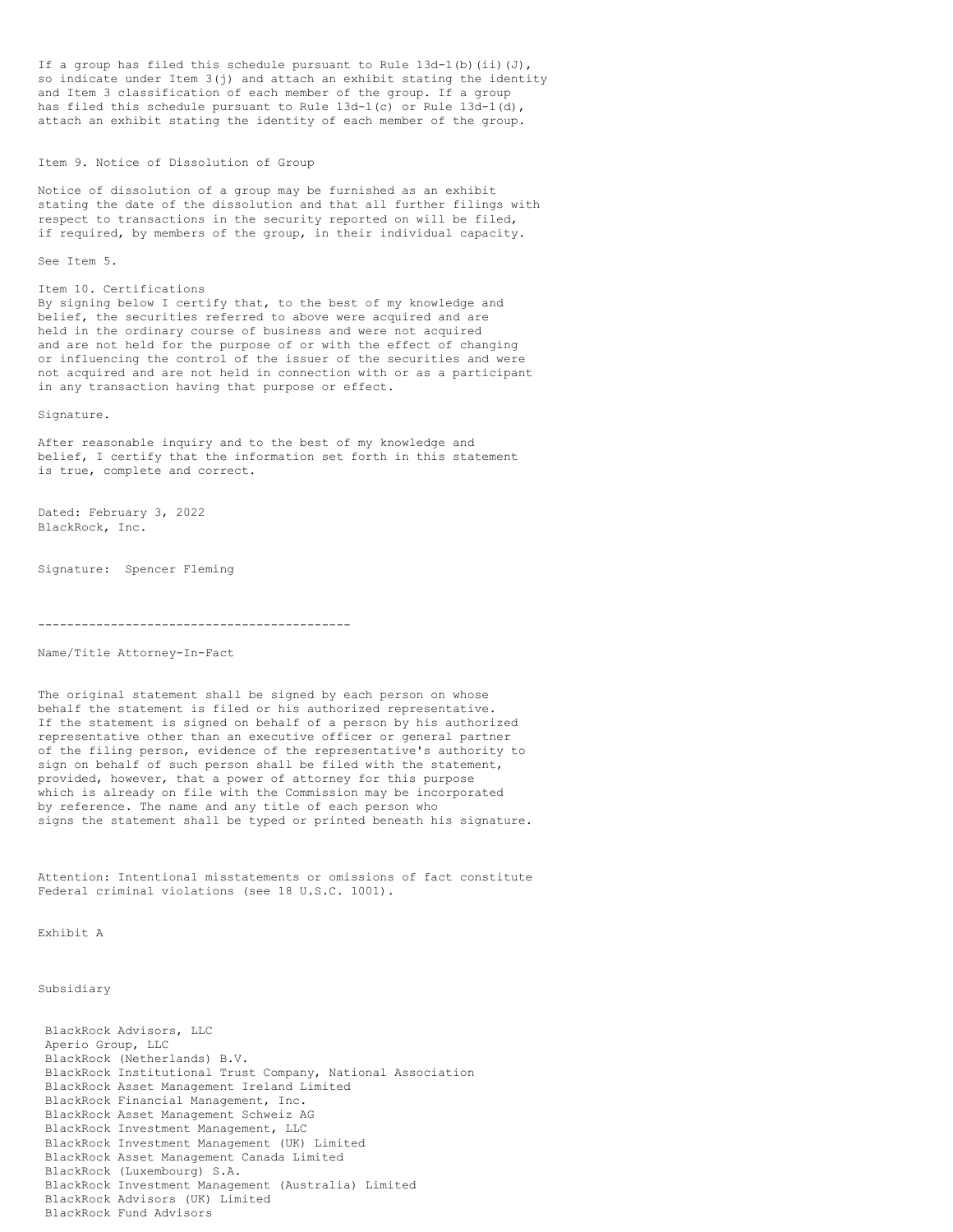If a group has filed this schedule pursuant to Rule 13d-1(b)(ii)(J), so indicate under Item 3(j) and attach an exhibit stating the identity and Item 3 classification of each member of the group. If a group has filed this schedule pursuant to Rule 13d-1(c) or Rule 13d-1(d), attach an exhibit stating the identity of each member of the group.

Item 9. Notice of Dissolution of Group

Notice of dissolution of a group may be furnished as an exhibit stating the date of the dissolution and that all further filings with respect to transactions in the security reported on will be filed, if required, by members of the group, in their individual capacity.

See Item 5.

Item 10. Certifications
By signing below I certify that, to the best of my knowledge and belief, the securities referred to above were acquired and are held in the ordinary course of business and were not acquired and are not held for the purpose of or with the effect of changing or influencing the control of the issuer of the securities and were not acquired and are not held in connection with or as a participant in any transaction having that purpose or effect.

Signature.

After reasonable inquiry and to the best of my knowledge and belief, I certify that the information set forth in this statement is true, complete and correct.

Dated: February 3, 2022
BlackRock, Inc.

Signature: Spencer Fleming

-------------------------------------------

Name/Title Attorney-In-Fact

The original statement shall be signed by each person on whose behalf the statement is filed or his authorized representative. If the statement is signed on behalf of a person by his authorized representative other than an executive officer or general partner of the filing person, evidence of the representative's authority to sign on behalf of such person shall be filed with the statement, provided, however, that a power of attorney for this purpose which is already on file with the Commission may be incorporated by reference. The name and any title of each person who signs the statement shall be typed or printed beneath his signature.

Attention: Intentional misstatements or omissions of fact constitute Federal criminal violations (see 18 U.S.C. 1001).

Exhibit A

Subsidiary

BlackRock Advisors, LLC
Aperio Group, LLC
BlackRock (Netherlands) B.V.
BlackRock Institutional Trust Company, National Association
BlackRock Asset Management Ireland Limited
BlackRock Financial Management, Inc.
BlackRock Asset Management Schweiz AG
BlackRock Investment Management, LLC
BlackRock Investment Management (UK) Limited
BlackRock Asset Management Canada Limited
BlackRock (Luxembourg) S.A.
BlackRock Investment Management (Australia) Limited
BlackRock Advisors (UK) Limited
BlackRock Fund Advisors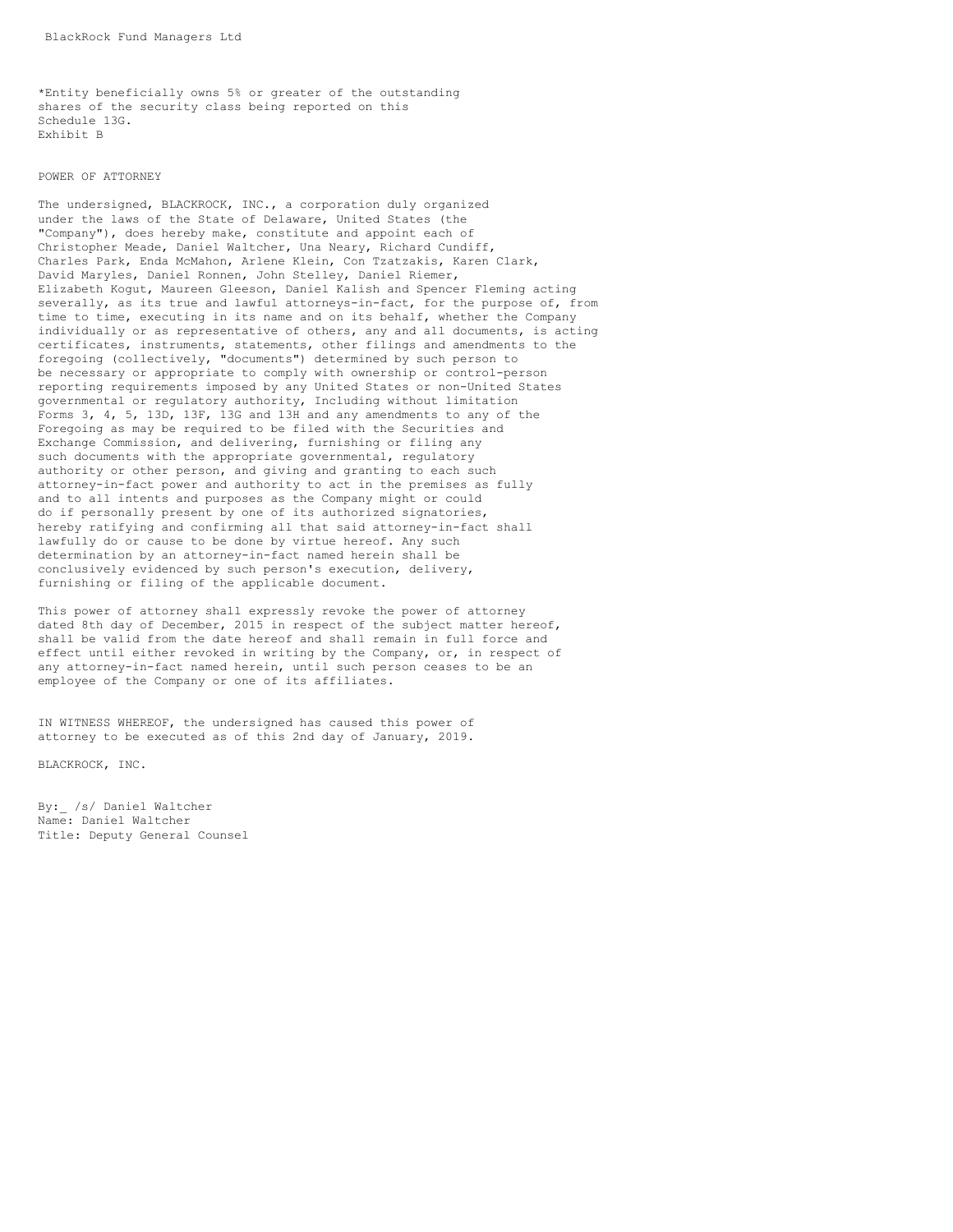BlackRock Fund Managers Ltd

*Entity beneficially owns 5% or greater of the outstanding shares of the security class being reported on this Schedule 13G.

Exhibit B

POWER OF ATTORNEY

The undersigned, BLACKROCK, INC., a corporation duly organized under the laws of the State of Delaware, United States (the "Company"), does hereby make, constitute and appoint each of Christopher Meade, Daniel Waltcher, Una Neary, Richard Cundiff, Charles Park, Enda McMahon, Arlene Klein, Con Tzatzakis, Karen Clark, David Maryles, Daniel Ronnen, John Stelley, Daniel Riemer, Elizabeth Kogut, Maureen Gleeson, Daniel Kalish and Spencer Fleming acting severally, as its true and lawful attorneys-in-fact, for the purpose of, from time to time, executing in its name and on its behalf, whether the Company individually or as representative of others, any and all documents, is acting certificates, instruments, statements, other filings and amendments to the foregoing (collectively, "documents") determined by such person to be necessary or appropriate to comply with ownership or control-person reporting requirements imposed by any United States or non-United States governmental or regulatory authority, Including without limitation Forms 3, 4, 5, 13D, 13F, 13G and 13H and any amendments to any of the Foregoing as may be required to be filed with the Securities and Exchange Commission, and delivering, furnishing or filing any such documents with the appropriate governmental, regulatory authority or other person, and giving and granting to each such attorney-in-fact power and authority to act in the premises as fully and to all intents and purposes as the Company might or could do if personally present by one of its authorized signatories, hereby ratifying and confirming all that said attorney-in-fact shall lawfully do or cause to be done by virtue hereof. Any such determination by an attorney-in-fact named herein shall be conclusively evidenced by such person's execution, delivery, furnishing or filing of the applicable document.

This power of attorney shall expressly revoke the power of attorney dated 8th day of December, 2015 in respect of the subject matter hereof, shall be valid from the date hereof and shall remain in full force and effect until either revoked in writing by the Company, or, in respect of any attorney-in-fact named herein, until such person ceases to be an employee of the Company or one of its affiliates.

IN WITNESS WHEREOF, the undersigned has caused this power of attorney to be executed as of this 2nd day of January, 2019.

BLACKROCK, INC.

By:_ /s/ Daniel Waltcher
Name: Daniel Waltcher
Title: Deputy General Counsel